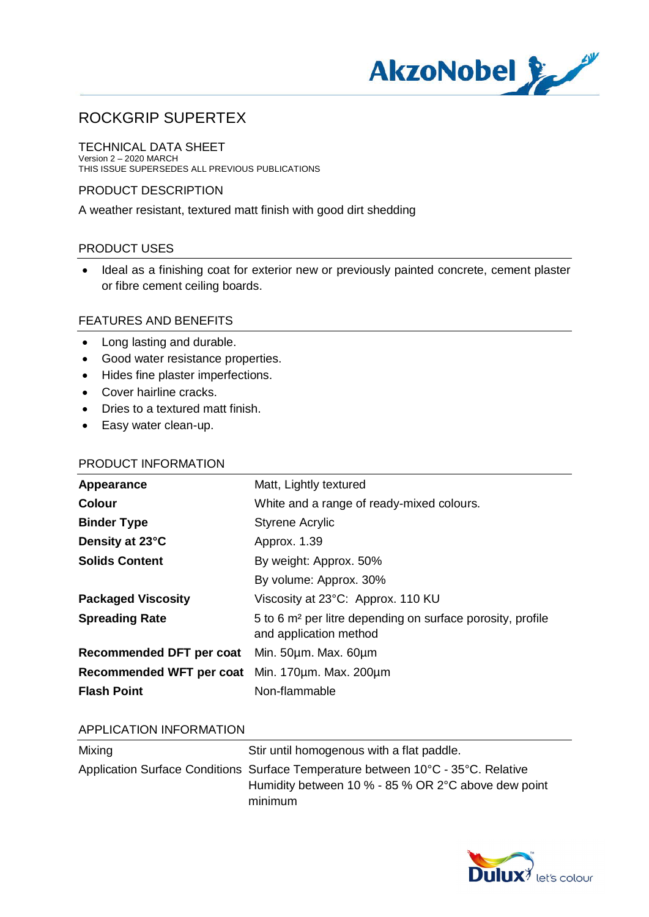# ROCKGRIP SUPERTEX

## TECHNICAL DATA SHEET

Version 2 – 2020 MARCH
THIS ISSUE SUPERSEDES ALL PREVIOUS PUBLICATIONS

## PRODUCT DESCRIPTION

A weather resistant, textured matt finish with good dirt shedding

## PRODUCT USES

- Ideal as a finishing coat for exterior new or previously painted concrete, cement plaster or fibre cement ceiling boards.

## FEATURES AND BENEFITS

- Long lasting and durable.
- Good water resistance properties.
- Hides fine plaster imperfections.
- Cover hairline cracks.
- Dries to a textured matt finish.
- Easy water clean-up.

## PRODUCT INFORMATION

| | |
|---|---|
| **Appearance** | Matt, Lightly textured |
| **Colour** | White and a range of ready-mixed colours. |
| **Binder Type** | Styrene Acrylic |
| **Density at 23°C** | Approx. 1.39 |
| **Solids Content** | By weight: Approx. 50% |
| | By volume: Approx. 30% |
| **Packaged Viscosity** | Viscosity at 23°C: Approx. 110 KU |
| **Spreading Rate** | 5 to 6 m² per litre depending on surface porosity, profile and application method |
| **Recommended DFT per coat** | Min. 50µm. Max. 60µm |
| **Recommended WFT per coat** | Min. 170µm. Max. 200µm |
| **Flash Point** | Non-flammable |

## APPLICATION INFORMATION

| | |
|---|---|
| Mixing | Stir until homogenous with a flat paddle. |
| Application Surface Conditions | Surface Temperature between 10°C - 35°C. Relative Humidity between 10 % - 85 % OR 2°C above dew point minimum |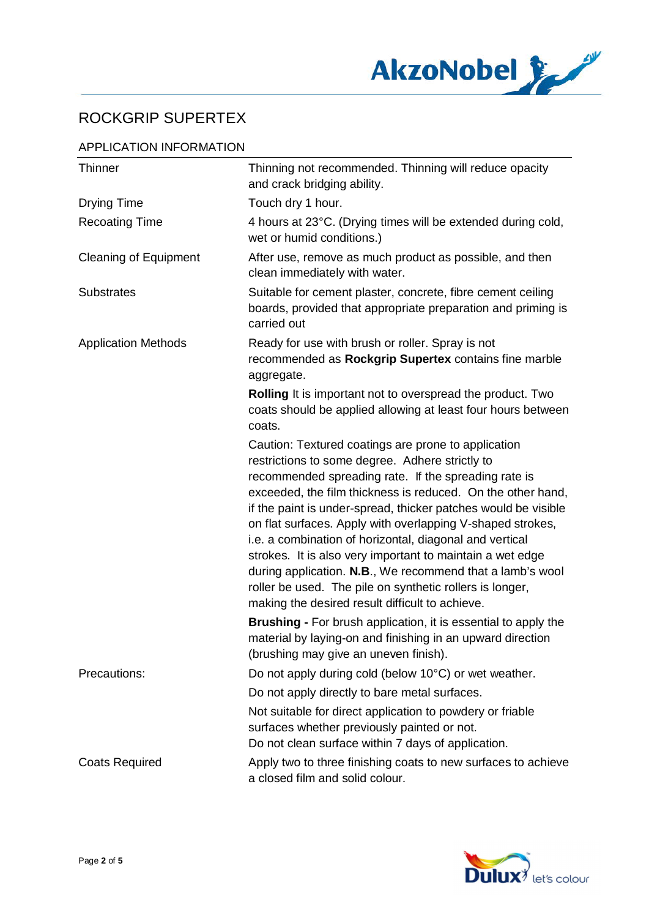# ROCKGRIP SUPERTEX

## APPLICATION INFORMATION

| | |
|---|---|
| Thinner | Thinning not recommended. Thinning will reduce opacity and crack bridging ability. |
| Drying Time | Touch dry 1 hour. |
| Recoating Time | 4 hours at 23°C. (Drying times will be extended during cold, wet or humid conditions.) |
| Cleaning of Equipment | After use, remove as much product as possible, and then clean immediately with water. |
| Substrates | Suitable for cement plaster, concrete, fibre cement ceiling boards, provided that appropriate preparation and priming is carried out |
| Application Methods | Ready for use with brush or roller. Spray is not recommended as **Rockgrip Supertex** contains fine marble aggregate.<br><br>**Rolling** It is important not to overspread the product. Two coats should be applied allowing at least four hours between coats.<br><br>Caution: Textured coatings are prone to application restrictions to some degree. Adhere strictly to recommended spreading rate. If the spreading rate is exceeded, the film thickness is reduced. On the other hand, if the paint is under-spread, thicker patches would be visible on flat surfaces. Apply with overlapping V-shaped strokes, i.e. a combination of horizontal, diagonal and vertical strokes. It is also very important to maintain a wet edge during application. **N.B**., We recommend that a lamb's wool roller be used. The pile on synthetic rollers is longer, making the desired result difficult to achieve.<br><br>**Brushing -** For brush application, it is essential to apply the material by laying-on and finishing in an upward direction (brushing may give an uneven finish). |
| Precautions: | Do not apply during cold (below 10°C) or wet weather.<br><br>Do not apply directly to bare metal surfaces.<br><br>Not suitable for direct application to powdery or friable surfaces whether previously painted or not.<br>Do not clean surface within 7 days of application. |
| Coats Required | Apply two to three finishing coats to new surfaces to achieve a closed film and solid colour. |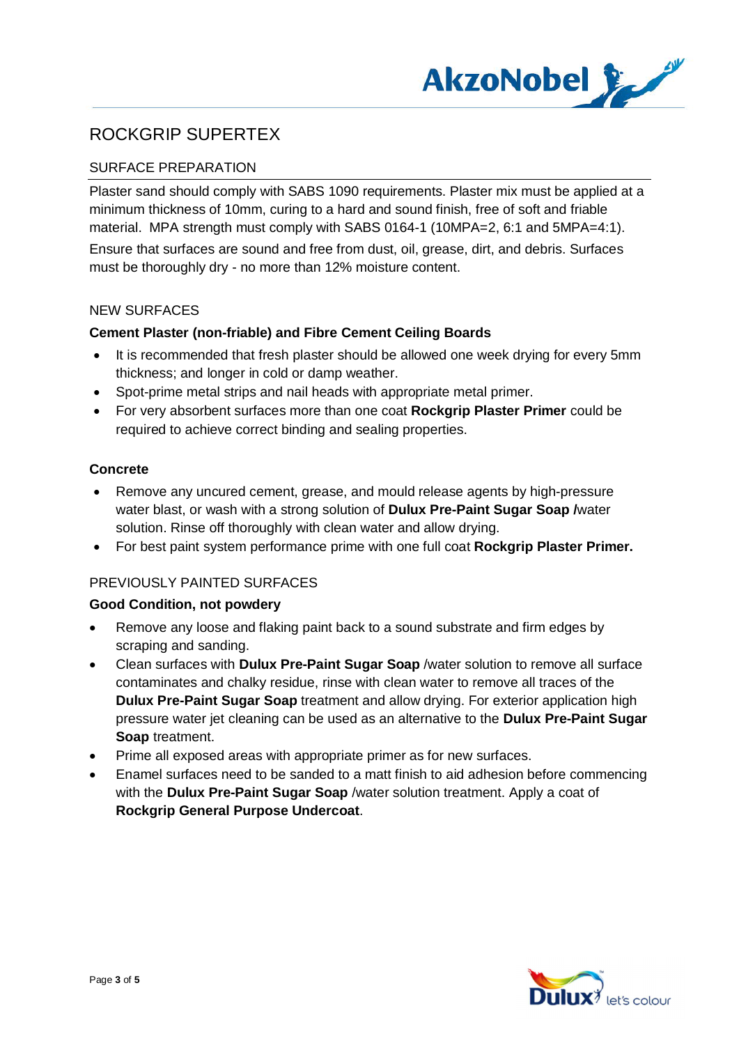# ROCKGRIP SUPERTEX

## SURFACE PREPARATION

Plaster sand should comply with SABS 1090 requirements. Plaster mix must be applied at a minimum thickness of 10mm, curing to a hard and sound finish, free of soft and friable material. MPA strength must comply with SABS 0164-1 (10MPA=2, 6:1 and 5MPA=4:1).

Ensure that surfaces are sound and free from dust, oil, grease, dirt, and debris. Surfaces must be thoroughly dry - no more than 12% moisture content.

## NEW SURFACES

### Cement Plaster (non-friable) and Fibre Cement Ceiling Boards

- It is recommended that fresh plaster should be allowed one week drying for every 5mm thickness; and longer in cold or damp weather.
- Spot-prime metal strips and nail heads with appropriate metal primer.
- For very absorbent surfaces more than one coat **Rockgrip Plaster Primer** could be required to achieve correct binding and sealing properties.

### Concrete

- Remove any uncured cement, grease, and mould release agents by high-pressure water blast, or wash with a strong solution of **Dulux Pre-Paint Sugar Soap /**water solution. Rinse off thoroughly with clean water and allow drying.
- For best paint system performance prime with one full coat **Rockgrip Plaster Primer.**

## PREVIOUSLY PAINTED SURFACES

### Good Condition, not powdery

- Remove any loose and flaking paint back to a sound substrate and firm edges by scraping and sanding.
- Clean surfaces with **Dulux Pre-Paint Sugar Soap** /water solution to remove all surface contaminates and chalky residue, rinse with clean water to remove all traces of the **Dulux Pre-Paint Sugar Soap** treatment and allow drying. For exterior application high pressure water jet cleaning can be used as an alternative to the **Dulux Pre-Paint Sugar Soap** treatment.
- Prime all exposed areas with appropriate primer as for new surfaces.
- Enamel surfaces need to be sanded to a matt finish to aid adhesion before commencing with the **Dulux Pre-Paint Sugar Soap** /water solution treatment. Apply a coat of **Rockgrip General Purpose Undercoat**.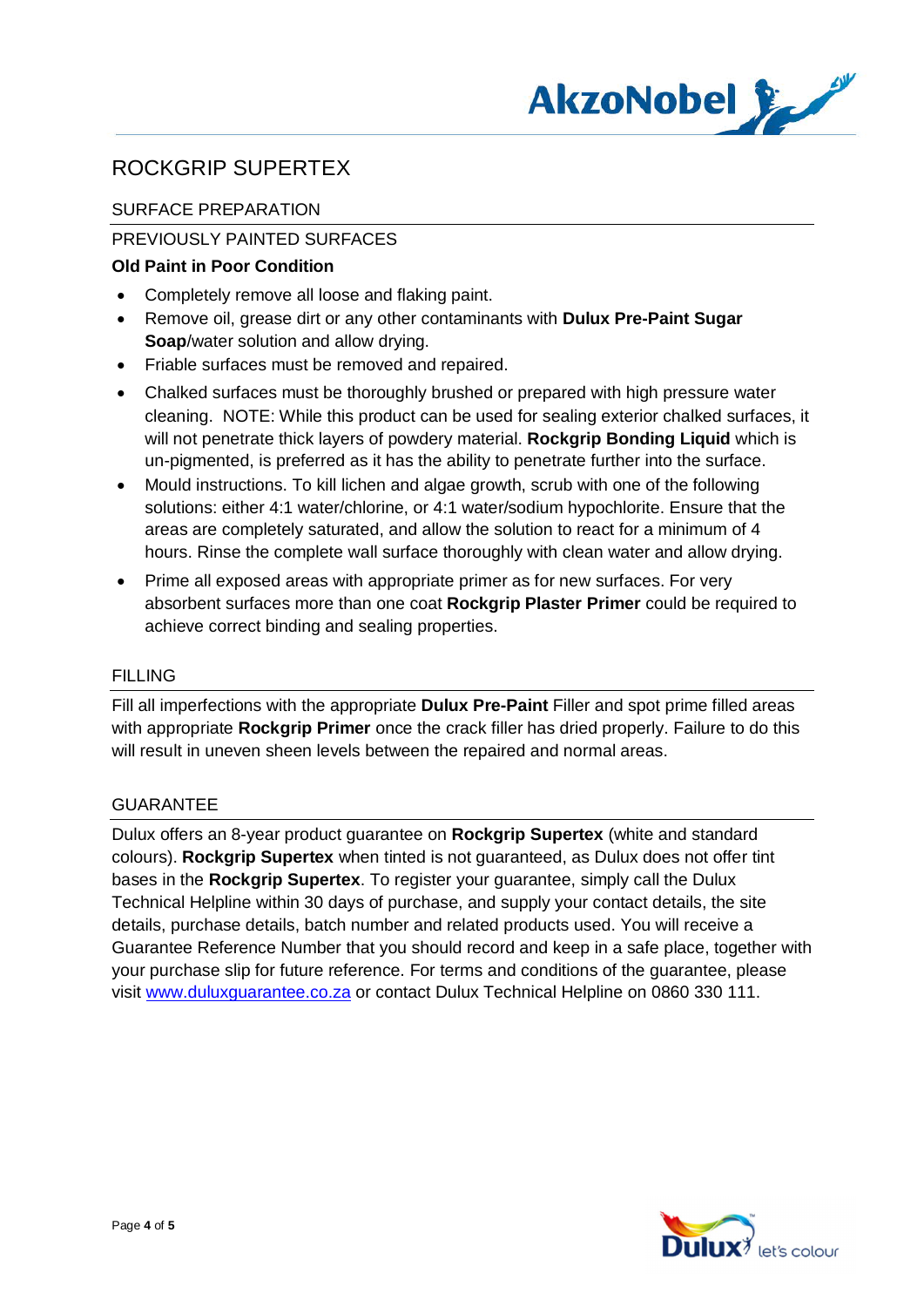# ROCKGRIP SUPERTEX

## SURFACE PREPARATION

### PREVIOUSLY PAINTED SURFACES

**Old Paint in Poor Condition**

- Completely remove all loose and flaking paint.
- Remove oil, grease dirt or any other contaminants with **Dulux Pre-Paint Sugar Soap**/water solution and allow drying.
- Friable surfaces must be removed and repaired.
- Chalked surfaces must be thoroughly brushed or prepared with high pressure water cleaning. NOTE: While this product can be used for sealing exterior chalked surfaces, it will not penetrate thick layers of powdery material. **Rockgrip Bonding Liquid** which is un-pigmented, is preferred as it has the ability to penetrate further into the surface.
- Mould instructions. To kill lichen and algae growth, scrub with one of the following solutions: either 4:1 water/chlorine, or 4:1 water/sodium hypochlorite. Ensure that the areas are completely saturated, and allow the solution to react for a minimum of 4 hours. Rinse the complete wall surface thoroughly with clean water and allow drying.
- Prime all exposed areas with appropriate primer as for new surfaces. For very absorbent surfaces more than one coat **Rockgrip Plaster Primer** could be required to achieve correct binding and sealing properties.

## FILLING

Fill all imperfections with the appropriate **Dulux Pre-Paint** Filler and spot prime filled areas with appropriate **Rockgrip Primer** once the crack filler has dried properly. Failure to do this will result in uneven sheen levels between the repaired and normal areas.

## GUARANTEE

Dulux offers an 8-year product guarantee on **Rockgrip Supertex** (white and standard colours). **Rockgrip Supertex** when tinted is not guaranteed, as Dulux does not offer tint bases in the **Rockgrip Supertex**. To register your guarantee, simply call the Dulux Technical Helpline within 30 days of purchase, and supply your contact details, the site details, purchase details, batch number and related products used. You will receive a Guarantee Reference Number that you should record and keep in a safe place, together with your purchase slip for future reference. For terms and conditions of the guarantee, please visit www.duluxguarantee.co.za or contact Dulux Technical Helpline on 0860 330 111.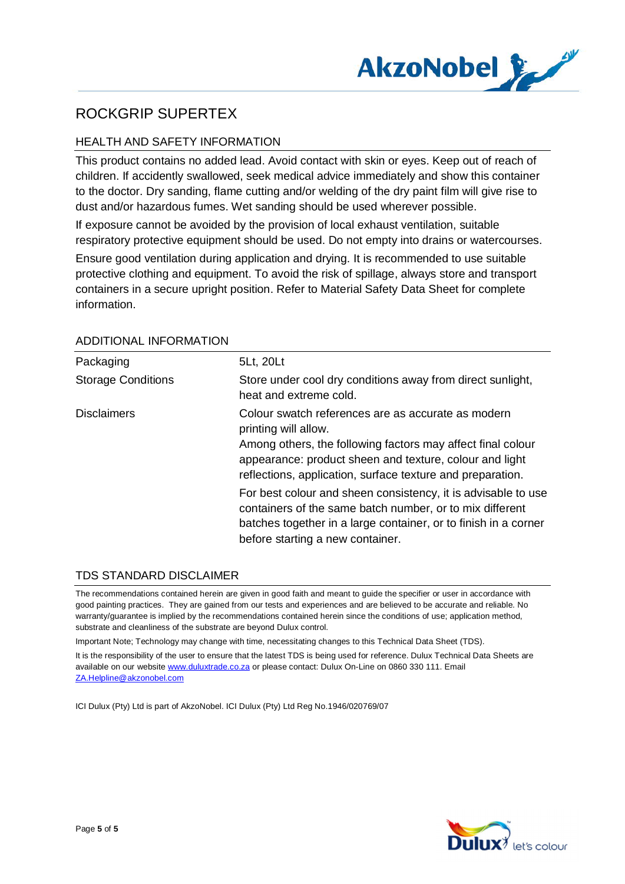# ROCKGRIP SUPERTEX

## HEALTH AND SAFETY INFORMATION

This product contains no added lead. Avoid contact with skin or eyes. Keep out of reach of children. If accidently swallowed, seek medical advice immediately and show this container to the doctor. Dry sanding, flame cutting and/or welding of the dry paint film will give rise to dust and/or hazardous fumes. Wet sanding should be used wherever possible.

If exposure cannot be avoided by the provision of local exhaust ventilation, suitable respiratory protective equipment should be used. Do not empty into drains or watercourses.

Ensure good ventilation during application and drying. It is recommended to use suitable protective clothing and equipment. To avoid the risk of spillage, always store and transport containers in a secure upright position. Refer to Material Safety Data Sheet for complete information.

## ADDITIONAL INFORMATION

| | |
|---|---|
| Packaging | 5Lt, 20Lt |
| Storage Conditions | Store under cool dry conditions away from direct sunlight, heat and extreme cold. |
| Disclaimers | Colour swatch references are as accurate as modern printing will allow.<br>Among others, the following factors may affect final colour appearance: product sheen and texture, colour and light reflections, application, surface texture and preparation.<br>For best colour and sheen consistency, it is advisable to use containers of the same batch number, or to mix different batches together in a large container, or to finish in a corner before starting a new container. |

## TDS STANDARD DISCLAIMER

The recommendations contained herein are given in good faith and meant to guide the specifier or user in accordance with good painting practices. They are gained from our tests and experiences and are believed to be accurate and reliable. No warranty/guarantee is implied by the recommendations contained herein since the conditions of use; application method, substrate and cleanliness of the substrate are beyond Dulux control.

Important Note; Technology may change with time, necessitating changes to this Technical Data Sheet (TDS).

It is the responsibility of the user to ensure that the latest TDS is being used for reference. Dulux Technical Data Sheets are available on our website www.duluxtrade.co.za or please contact: Dulux On-Line on 0860 330 111. Email ZA.Helpline@akzonobel.com

ICI Dulux (Pty) Ltd is part of AkzoNobel. ICI Dulux (Pty) Ltd Reg No.1946/020769/07